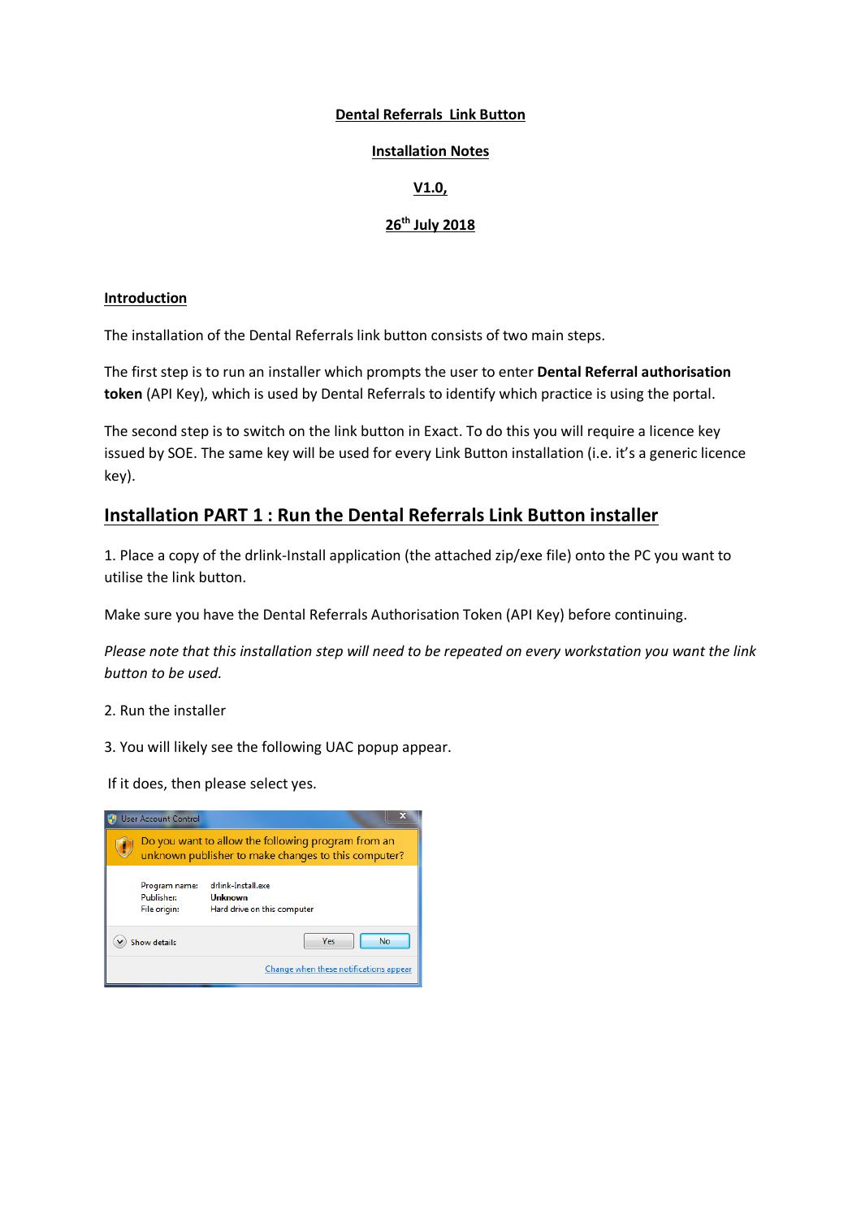**Dental Referrals  Link Button**

**Installation Notes**

**V1.0,**

**26th July 2018**

**Introduction**

The installation of the Dental Referrals link button consists of two main steps.

The first step is to run an installer which prompts the user to enter **Dental Referral authorisation token** (API Key), which is used by Dental Referrals to identify which practice is using the portal.

The second step is to switch on the link button in Exact. To do this you will require a licence key issued by SOE. The same key will be used for every Link Button installation (i.e. it's a generic licence key).

## Installation PART 1 : Run the Dental Referrals Link Button installer

1. Place a copy of the drlink-Install application (the attached zip/exe file) onto the PC you want to utilise the link button.

Make sure you have the Dental Referrals Authorisation Token (API Key) before continuing.

*Please note that this installation step will need to be repeated on every workstation you want the link button to be used.*

2. Run the installer

3. You will likely see the following UAC popup appear.

If it does, then please select yes.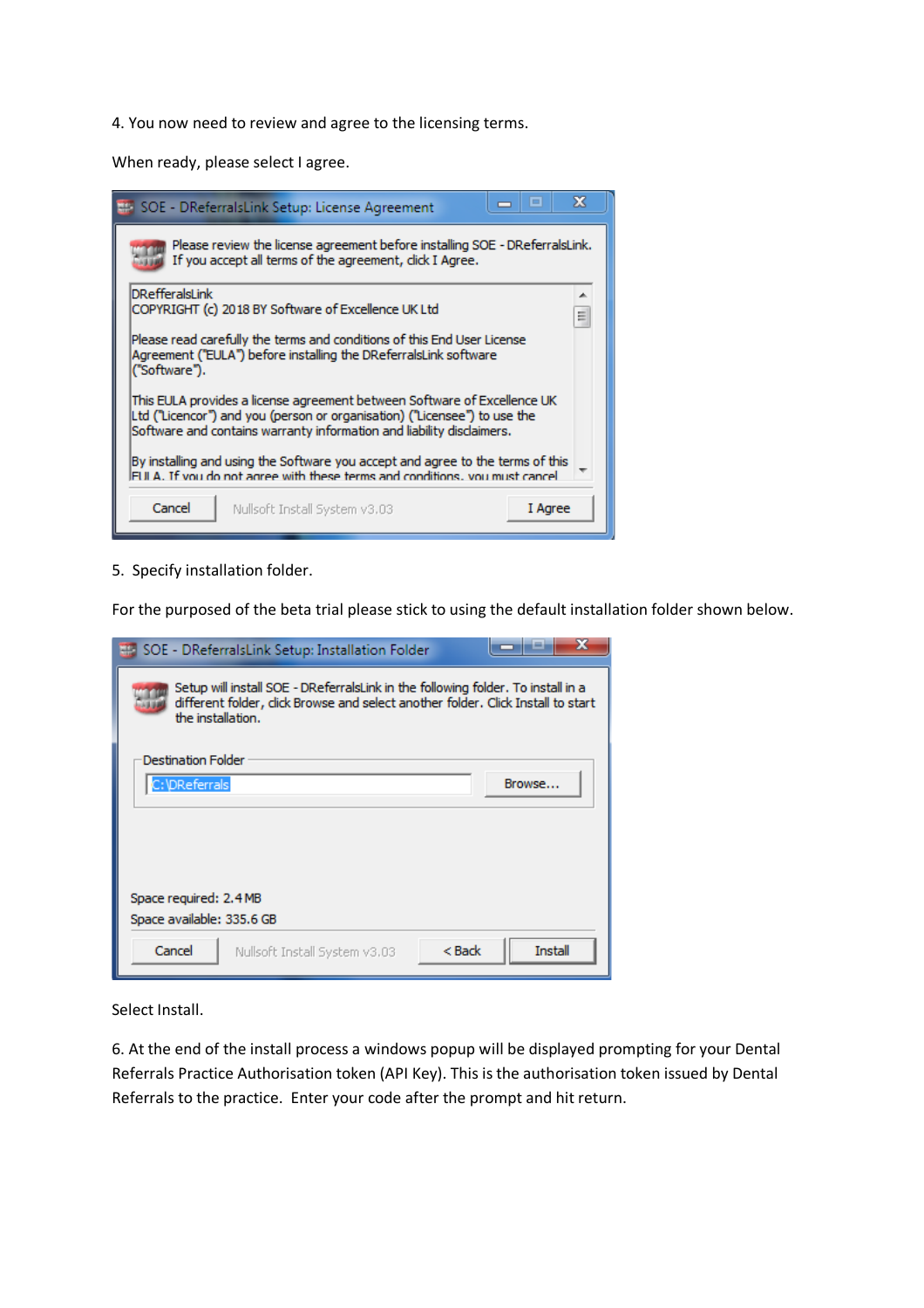4. You now need to review and agree to the licensing terms.

When ready, please select I agree.

5. Specify installation folder.

For the purposed of the beta trial please stick to using the default installation folder shown below.

Select Install.

6. At the end of the install process a windows popup will be displayed prompting for your Dental Referrals Practice Authorisation token (API Key). This is the authorisation token issued by Dental Referrals to the practice. Enter your code after the prompt and hit return.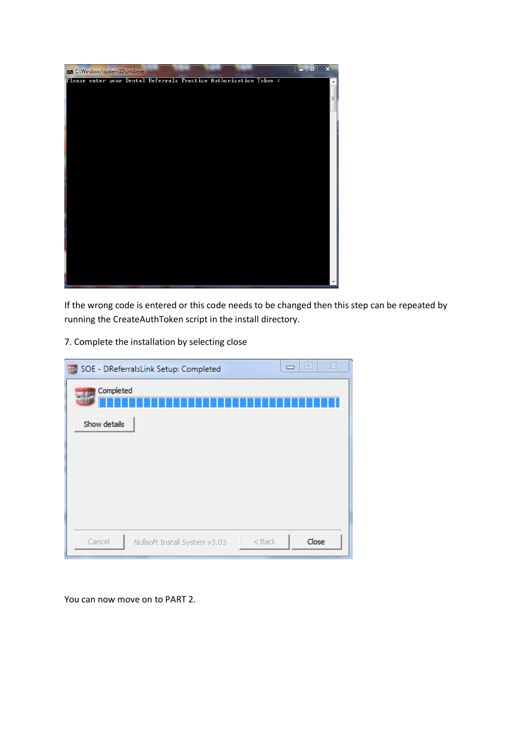If the wrong code is entered or this code needs to be changed then this step can be repeated by running the CreateAuthToken script in the install directory.

7. Complete the installation by selecting close

You can now move on to PART 2.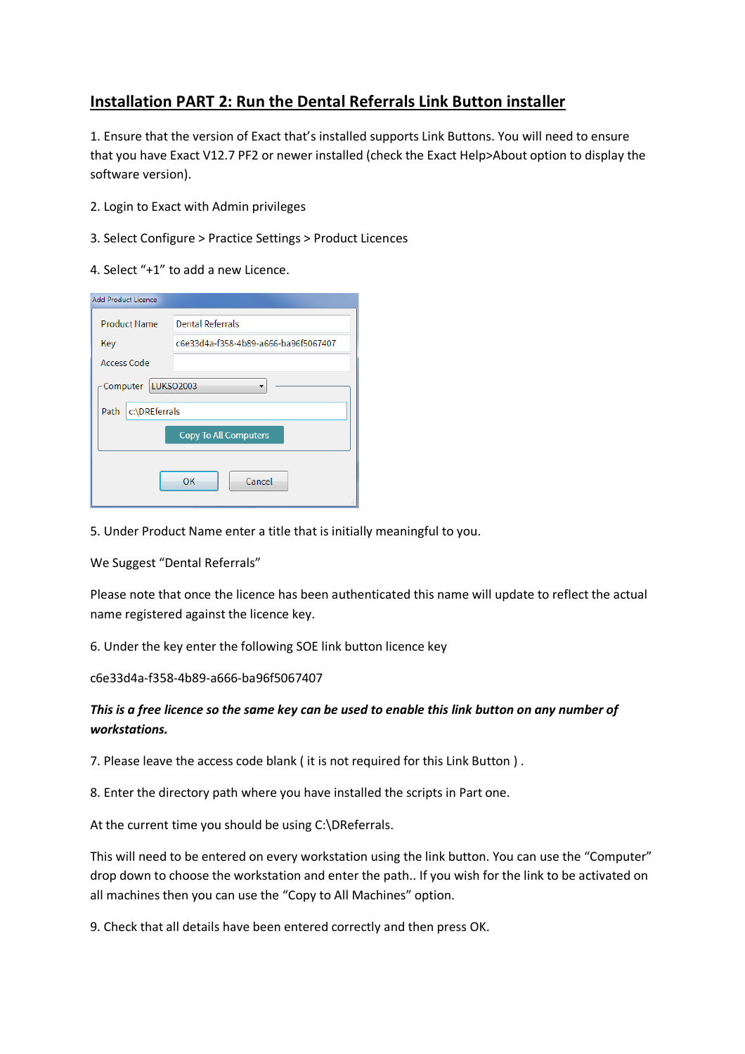## Installation PART 2: Run the Dental Referrals Link Button installer

1. Ensure that the version of Exact that's installed supports Link Buttons. You will need to ensure that you have Exact V12.7 PF2 or newer installed (check the Exact Help>About option to display the software version).

2. Login to Exact with Admin privileges

3. Select Configure > Practice Settings > Product Licences

4. Select "+1" to add a new Licence.

5. Under Product Name enter a title that is initially meaningful to you.

We Suggest "Dental Referrals"

Please note that once the licence has been authenticated this name will update to reflect the actual name registered against the licence key.

6. Under the key enter the following SOE link button licence key

c6e33d4a-f358-4b89-a666-ba96f5067407

***This is a free licence so the same key can be used to enable this link button on any number of workstations.***

7. Please leave the access code blank ( it is not required for this Link Button ) .

8. Enter the directory path where you have installed the scripts in Part one.

At the current time you should be using C:\DReferrals.

This will need to be entered on every workstation using the link button. You can use the "Computer" drop down to choose the workstation and enter the path.. If you wish for the link to be activated on all machines then you can use the "Copy to All Machines" option.

9. Check that all details have been entered correctly and then press OK.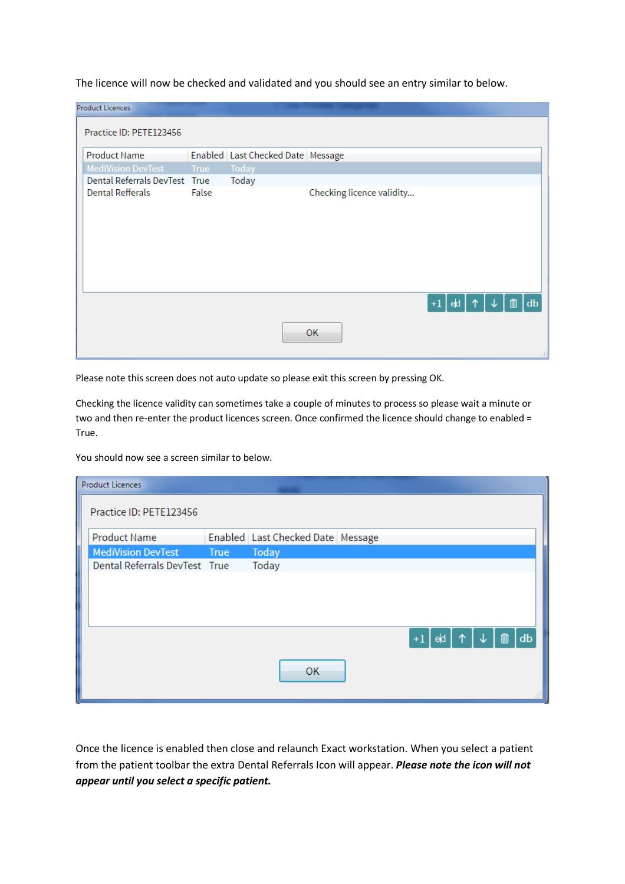The licence will now be checked and validated and you should see an entry similar to below.

Product Licences

Practice ID: PETE123456

| Product Name | Enabled | Last Checked Date | Message |
| --- | --- | --- | --- |
| MediVision DevTest | True | Today | |
| Dental Referrals DevTest | True | Today | |
| Dental Refferals | False | | Checking licence validity... |

+1 ed ↑ ↓ db

OK

Please note this screen does not auto update so please exit this screen by pressing OK.

Checking the licence validity can sometimes take a couple of minutes to process so please wait a minute or two and then re-enter the product licences screen. Once confirmed the licence should change to enabled = True.

You should now see a screen similar to below.

Product Licences

Practice ID: PETE123456

| Product Name | Enabled | Last Checked Date | Message |
| --- | --- | --- | --- |
| MediVision DevTest | True | Today | |
| Dental Referrals DevTest | True | Today | |

+1 ed ↑ ↓ db

OK

Once the licence is enabled then close and relaunch Exact workstation. When you select a patient from the patient toolbar the extra Dental Referrals Icon will appear. ***Please note the icon will not appear until you select a specific patient.***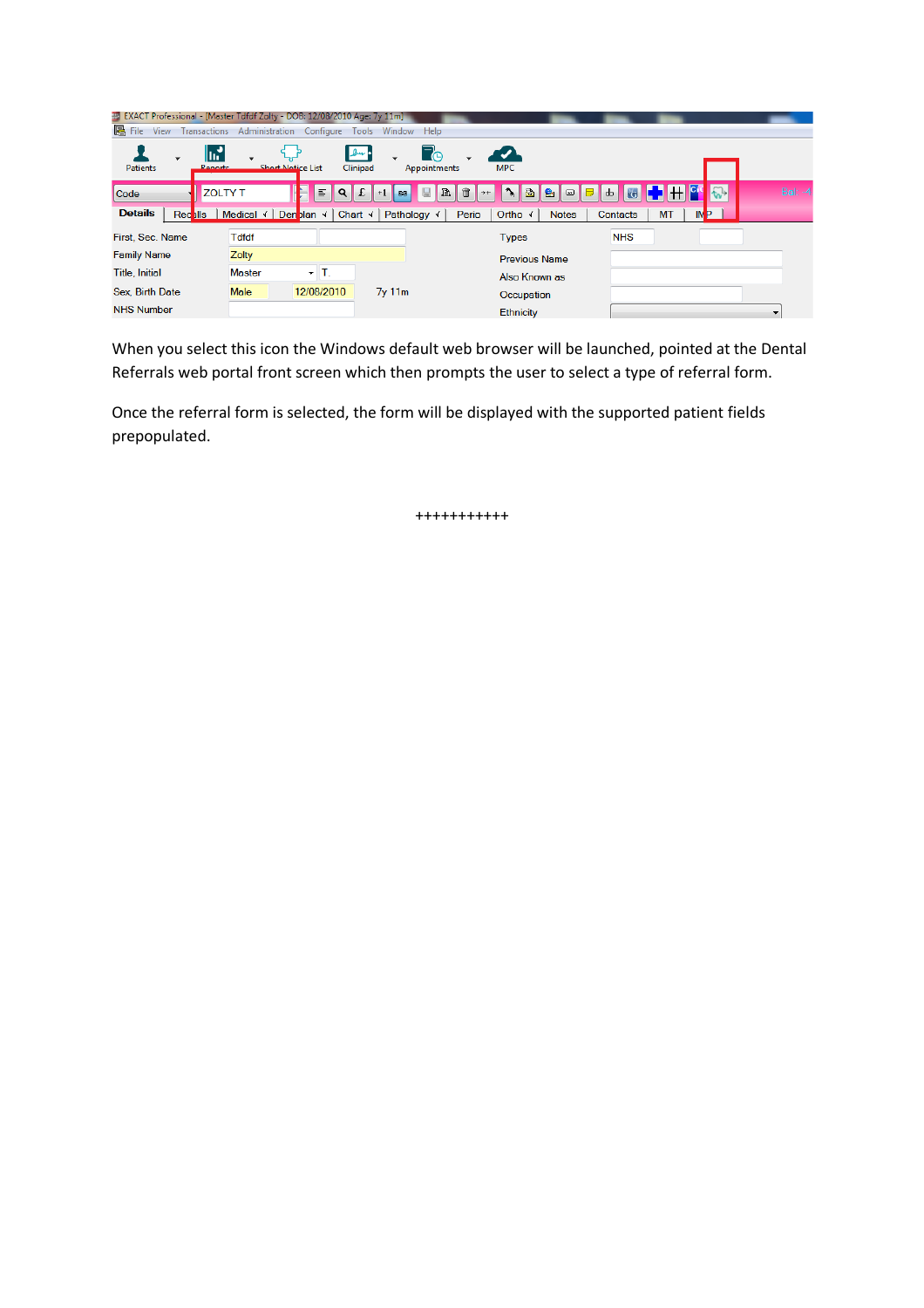When you select this icon the Windows default web browser will be launched, pointed at the Dental Referrals web portal front screen which then prompts the user to select a type of referral form.

Once the referral form is selected, the form will be displayed with the supported patient fields prepopulated.

+++++++++++